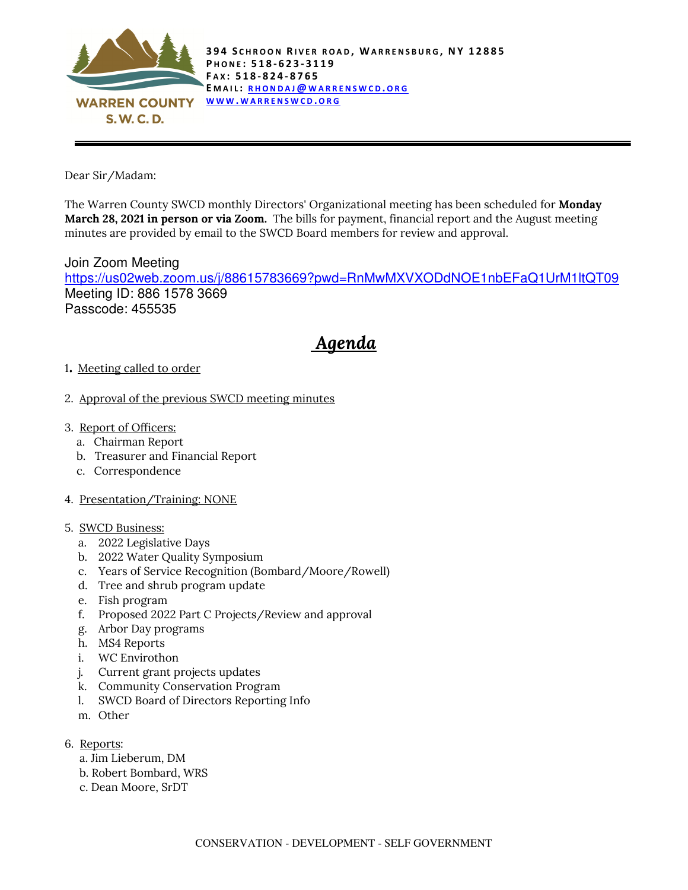WARREN COUNTY S.W.C.D.

394 SCHROON RIVER ROAD, WARRENSBURG, NY 12885
PHONE: 518-623-3119
FAX: 518-824-8765
EMAIL: RHONDAJ@WARRENSWCD.ORG
WWW.WARRENSWCD.ORG

---

Dear Sir/Madam:

The Warren County SWCD monthly Directors' Organizational meeting has been scheduled for **Monday March 28, 2021 in person or via Zoom.** The bills for payment, financial report and the August meeting minutes are provided by email to the SWCD Board members for review and approval.

Join Zoom Meeting
https://us02web.zoom.us/j/88615783669?pwd=RnMwMXVXODdNOE1nbEFaQ1UrM1ltQT09
Meeting ID: 886 1578 3669
Passcode: 455535

# *Agenda*

1. Meeting called to order

2. Approval of the previous SWCD meeting minutes

3. Report of Officers:
   a. Chairman Report
   b. Treasurer and Financial Report
   c. Correspondence

4. Presentation/Training: NONE

5. SWCD Business:
   a. 2022 Legislative Days
   b. 2022 Water Quality Symposium
   c. Years of Service Recognition (Bombard/Moore/Rowell)
   d. Tree and shrub program update
   e. Fish program
   f. Proposed 2022 Part C Projects/Review and approval
   g. Arbor Day programs
   h. MS4 Reports
   i. WC Envirothon
   j. Current grant projects updates
   k. Community Conservation Program
   l. SWCD Board of Directors Reporting Info
   m. Other

6. Reports:
   a. Jim Lieberum, DM
   b. Robert Bombard, WRS
   c. Dean Moore, SrDT

CONSERVATION - DEVELOPMENT - SELF GOVERNMENT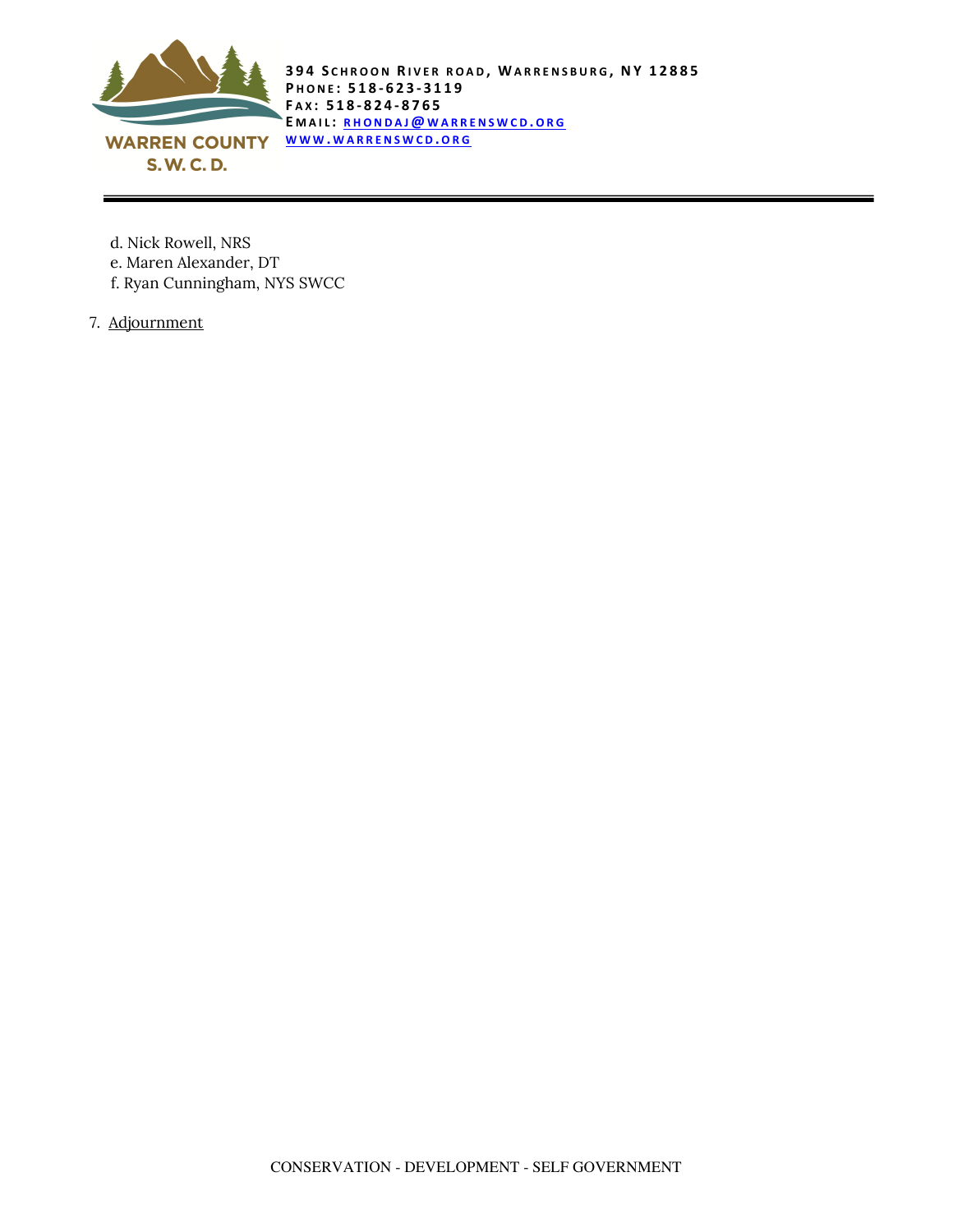394 SCHROON RIVER ROAD, WARRENSBURG, NY 12885
PHONE: 518-623-3119
FAX: 518-824-8765
EMAIL: RHONDAJ@WARRENSWCD.ORG
WWW.WARRENSWCD.ORG

WARREN COUNTY S.W.C.D.

d. Nick Rowell, NRS
e. Maren Alexander, DT
f. Ryan Cunningham, NYS SWCC

7. Adjournment

CONSERVATION - DEVELOPMENT - SELF GOVERNMENT